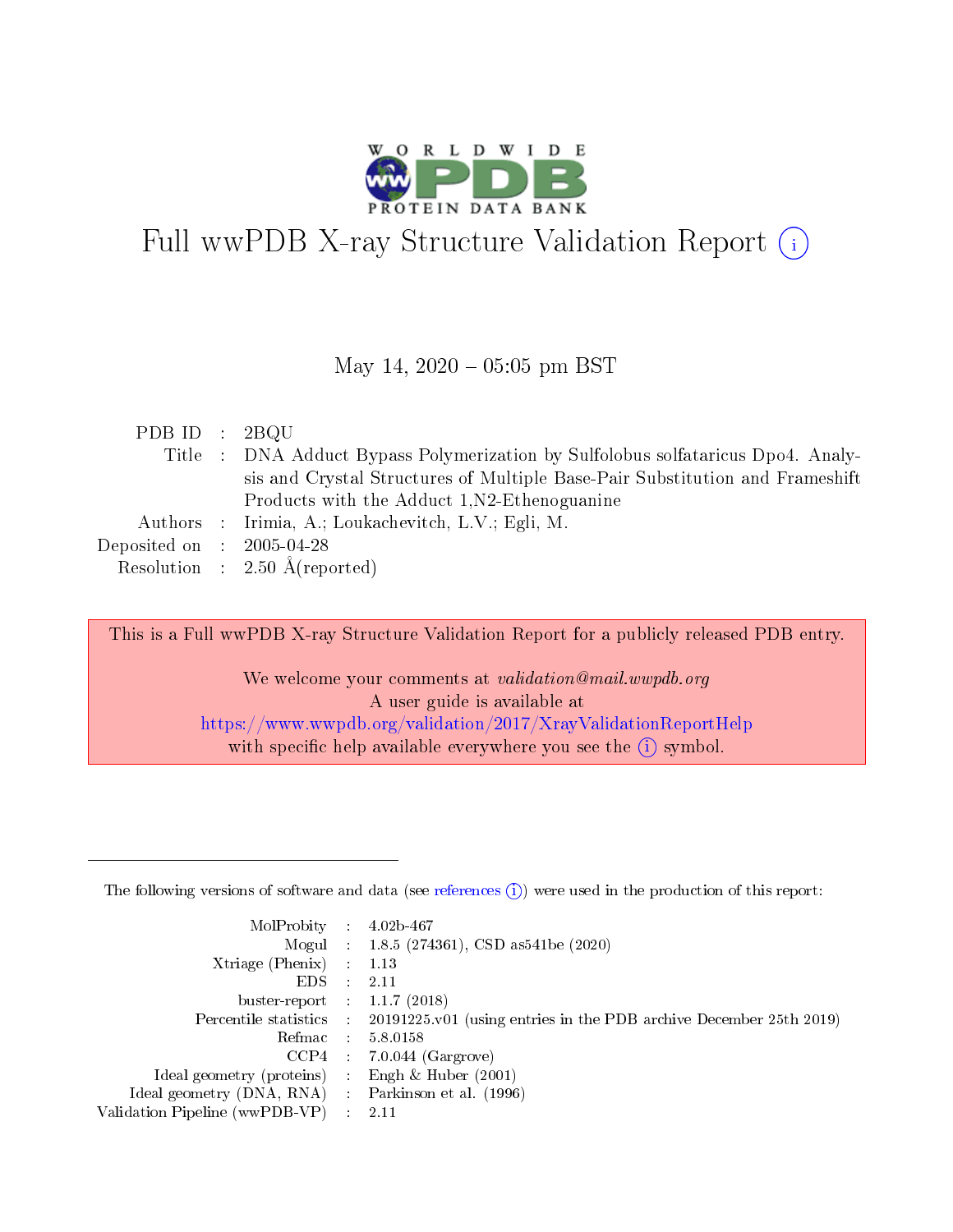# Full wwPDB X-ray Structure Validation Report (i)

May 14, 2020 – 05:05 pm BST

| | | |
|---|---|---|
| PDB ID | : | 2BQU |
| Title | : | DNA Adduct Bypass Polymerization by Sulfolobus solfataricus Dpo4. Analysis and Crystal Structures of Multiple Base-Pair Substitution and Frameshift Products with the Adduct 1,N2-Ethenoguanine |
| Authors | : | Irimia, A.; Loukachevitch, L.V.; Egli, M. |
| Deposited on | : | 2005-04-28 |
| Resolution | : | 2.50 Å(reported) |

This is a Full wwPDB X-ray Structure Validation Report for a publicly released PDB entry.

We welcome your comments at *validation@mail.wwpdb.org*
A user guide is available at
https://www.wwpdb.org/validation/2017/XrayValidationReportHelp
with specific help available everywhere you see the (i) symbol.

The following versions of software and data (see references (i)) were used in the production of this report:

| | | |
|---|---|---|
| MolProbity | : | 4.02b-467 |
| Mogul | : | 1.8.5 (274361), CSD as541be (2020) |
| Xtriage (Phenix) | : | 1.13 |
| EDS | : | 2.11 |
| buster-report | : | 1.1.7 (2018) |
| Percentile statistics | : | 20191225.v01 (using entries in the PDB archive December 25th 2019) |
| Refmac | : | 5.8.0158 |
| CCP4 | : | 7.0.044 (Gargrove) |
| Ideal geometry (proteins) | : | Engh & Huber (2001) |
| Ideal geometry (DNA, RNA) | : | Parkinson et al. (1996) |
| Validation Pipeline (wwPDB-VP) | : | 2.11 |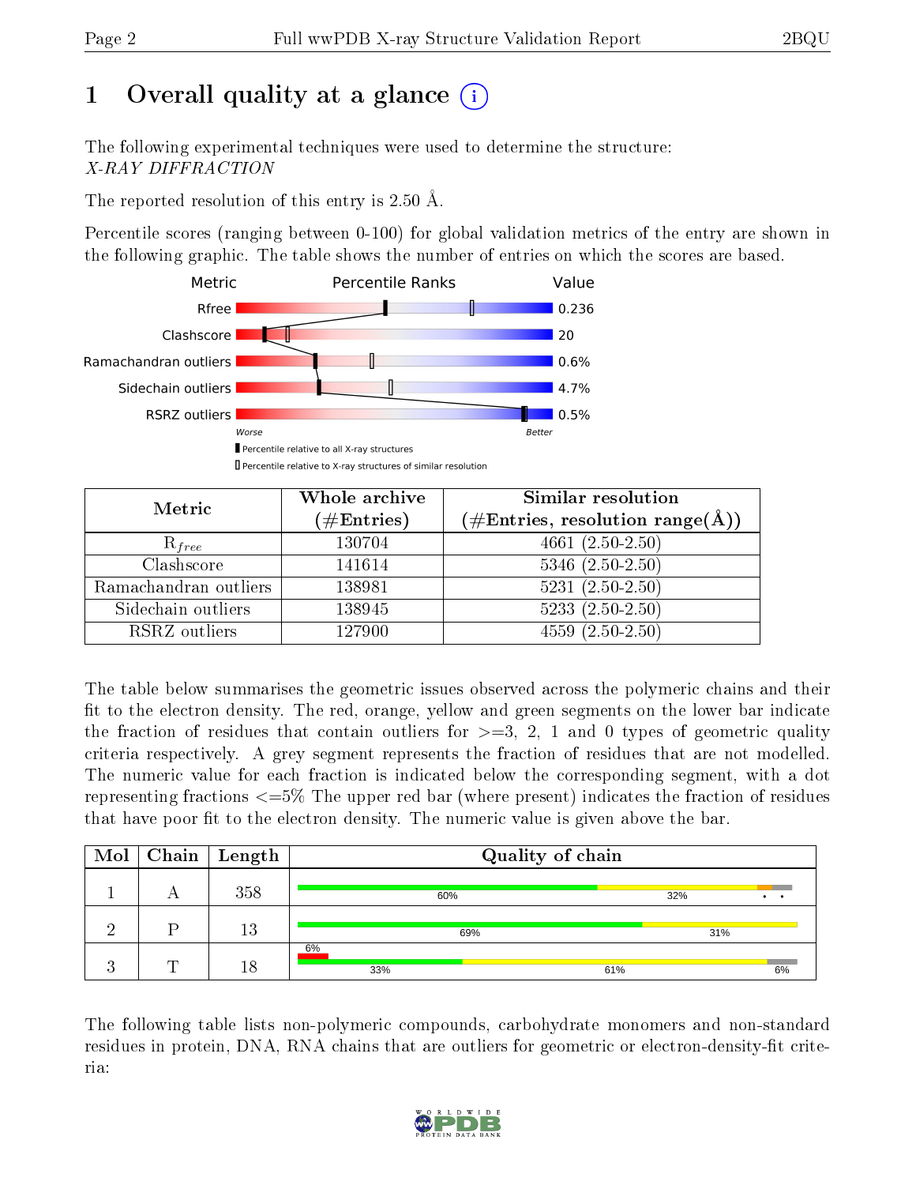# 1 Overall quality at a glance (i)

The following experimental techniques were used to determine the structure:
*X-RAY DIFFRACTION*

The reported resolution of this entry is 2.50 Å.

Percentile scores (ranging between 0-100) for global validation metrics of the entry are shown in the following graphic. The table shows the number of entries on which the scores are based.

| Metric | Value |
|---|---|
| Rfree | 0.236 |
| Clashscore | 20 |
| Ramachandran outliers | 0.6% |
| Sidechain outliers | 4.7% |
| RSRZ outliers | 0.5% |

Worse — Better

▮ Percentile relative to all X-ray structures
▯ Percentile relative to X-ray structures of similar resolution

| Metric | Whole archive (#Entries) | Similar resolution (#Entries, resolution range(Å)) |
|---|---|---|
| $R_{free}$ | 130704 | 4661 (2.50-2.50) |
| Clashscore | 141614 | 5346 (2.50-2.50) |
| Ramachandran outliers | 138981 | 5231 (2.50-2.50) |
| Sidechain outliers | 138945 | 5233 (2.50-2.50) |
| RSRZ outliers | 127900 | 4559 (2.50-2.50) |

The table below summarises the geometric issues observed across the polymeric chains and their fit to the electron density. The red, orange, yellow and green segments on the lower bar indicate the fraction of residues that contain outliers for >=3, 2, 1 and 0 types of geometric quality criteria respectively. A grey segment represents the fraction of residues that are not modelled. The numeric value for each fraction is indicated below the corresponding segment, with a dot representing fractions <=5% The upper red bar (where present) indicates the fraction of residues that have poor fit to the electron density. The numeric value is given above the bar.

| Mol | Chain | Length | Quality of chain |
|---|---|---|---|
| 1 | A | 358 | 60% · 32% · • • |
| 2 | P | 13 | 69% · 31% |
| 3 | T | 18 | (6%) 33% · 61% · 6% |

The following table lists non-polymeric compounds, carbohydrate monomers and non-standard residues in protein, DNA, RNA chains that are outliers for geometric or electron-density-fit criteria: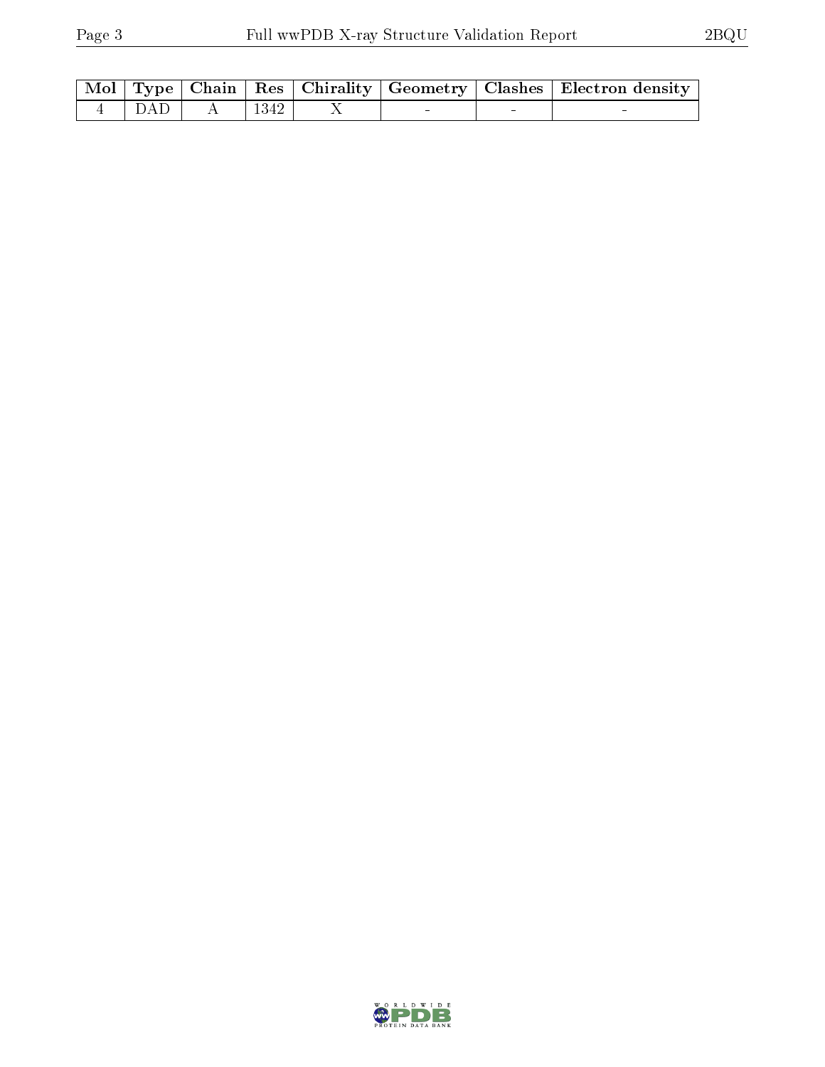| Mol | Type | Chain | Res | Chirality | Geometry | Clashes | Electron density |
|---|---|---|---|---|---|---|---|
| 4 | DAD | A | 1342 | X | - | - | - |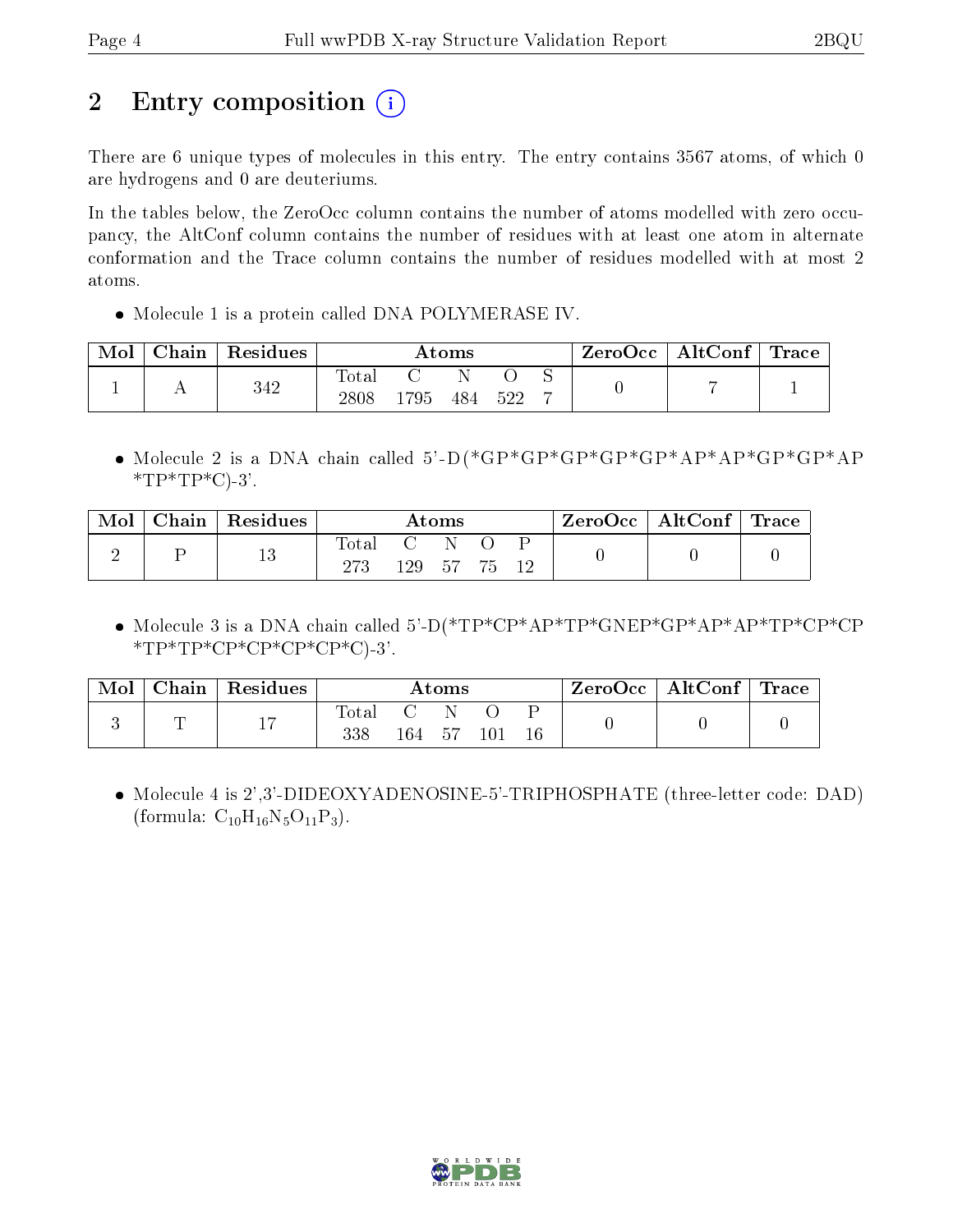# 2 Entry composition

There are 6 unique types of molecules in this entry. The entry contains 3567 atoms, of which 0 are hydrogens and 0 are deuteriums.

In the tables below, the ZeroOcc column contains the number of atoms modelled with zero occupancy, the AltConf column contains the number of residues with at least one atom in alternate conformation and the Trace column contains the number of residues modelled with at most 2 atoms.

- Molecule 1 is a protein called DNA POLYMERASE IV.

| Mol | Chain | Residues | Atoms | | | | | ZeroOcc | AltConf | Trace |
|---|---|---|---|---|---|---|---|---|---|---|
| 1 | A | 342 | Total<br>2808 | C<br>1795 | N<br>484 | O<br>522 | S<br>7 | 0 | 7 | 1 |

- Molecule 2 is a DNA chain called 5'-D(*GP*GP*GP*GP*GP*AP*AP*GP*GP*AP*TP*TP*C)-3'.

| Mol | Chain | Residues | Atoms | | | | | ZeroOcc | AltConf | Trace |
|---|---|---|---|---|---|---|---|---|---|---|
| 2 | P | 13 | Total<br>273 | C<br>129 | N<br>57 | O<br>75 | P<br>12 | 0 | 0 | 0 |

- Molecule 3 is a DNA chain called 5'-D(*TP*CP*AP*TP*GNEP*GP*AP*AP*TP*CP*CP*TP*TP*CP*CP*CP*CP*C)-3'.

| Mol | Chain | Residues | Atoms | | | | | ZeroOcc | AltConf | Trace |
|---|---|---|---|---|---|---|---|---|---|---|
| 3 | T | 17 | Total<br>338 | C<br>164 | N<br>57 | O<br>101 | P<br>16 | 0 | 0 | 0 |

- Molecule 4 is 2',3'-DIDEOXYADENOSINE-5'-TRIPHOSPHATE (three-letter code: DAD) (formula: $C_{10}H_{16}N_5O_{11}P_3$).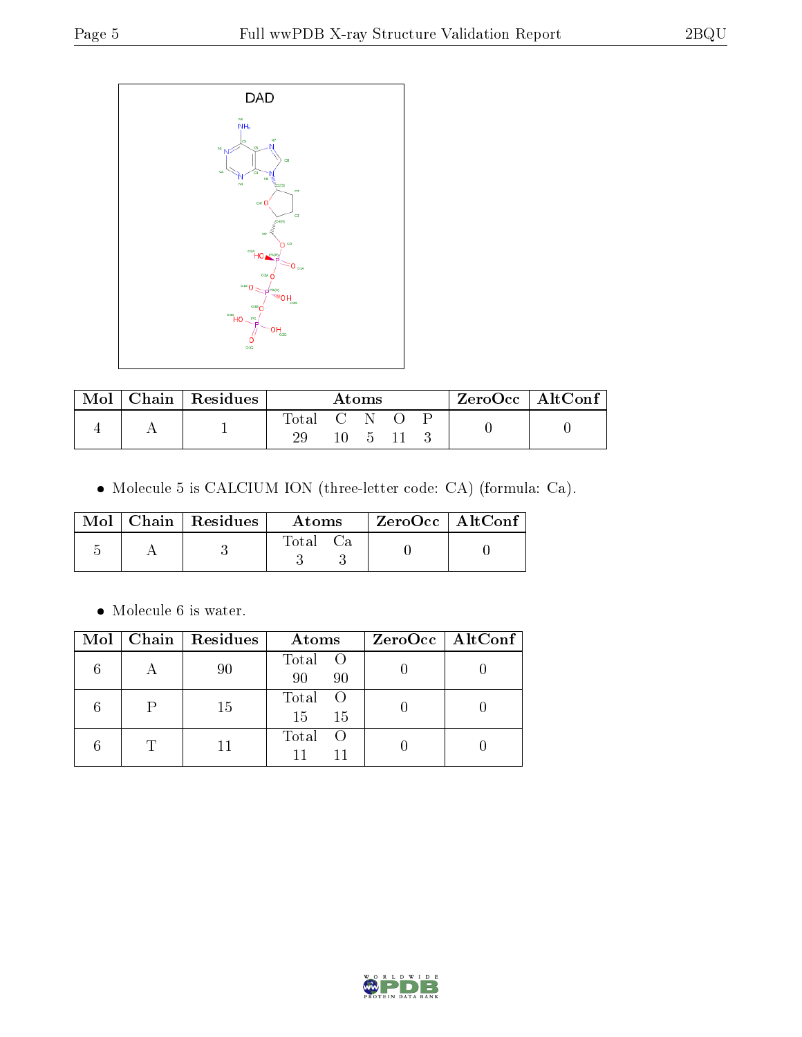DAD

| Mol | Chain | Residues | Atoms | | | | | ZeroOcc | AltConf |
|---|---|---|---|---|---|---|---|---|---|
| | | | Total | C | N | O | P | | |
| 4 | A | 1 | 29 | 10 | 5 | 11 | 3 | 0 | 0 |

- Molecule 5 is CALCIUM ION (three-letter code: CA) (formula: Ca).

| Mol | Chain | Residues | Atoms | | ZeroOcc | AltConf |
|---|---|---|---|---|---|---|
| | | | Total | Ca | | |
| 5 | A | 3 | 3 | 3 | 0 | 0 |

- Molecule 6 is water.

| Mol | Chain | Residues | Atoms | | ZeroOcc | AltConf |
|---|---|---|---|---|---|---|
| | | | Total | O | | |
| 6 | A | 90 | 90 | 90 | 0 | 0 |
| 6 | P | 15 | 15 | 15 | 0 | 0 |
| 6 | T | 11 | 11 | 11 | 0 | 0 |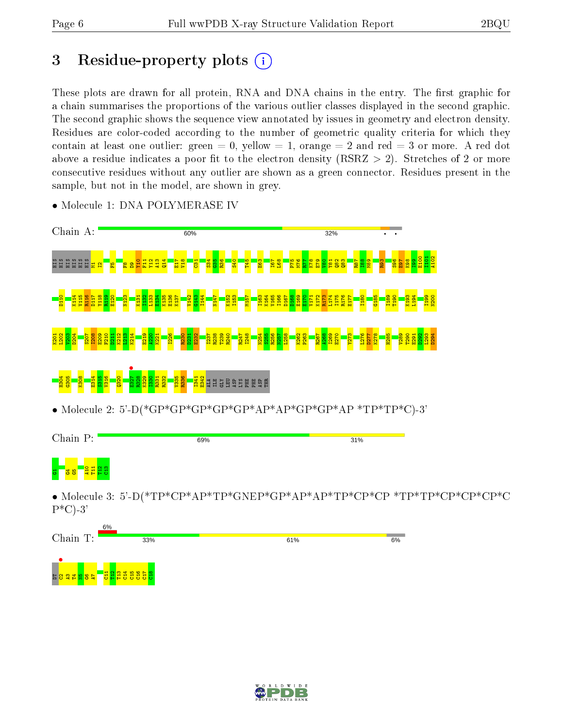# 3 Residue-property plots

These plots are drawn for all protein, RNA and DNA chains in the entry. The first graphic for a chain summarises the proportions of the various outlier classes displayed in the second graphic. The second graphic shows the sequence view annotated by issues in geometry and electron density. Residues are color-coded according to the number of geometric quality criteria for which they contain at least one outlier: green = 0, yellow = 1, orange = 2 and red = 3 or more. A red dot above a residue indicates a poor fit to the electron density (RSRZ > 2). Stretches of 2 or more consecutive residues without any outlier are shown as a green connector. Residues present in the sample, but not in the model, are shown in grey.

- Molecule 1: DNA POLYMERASE IV

Chain A: 60% | 32%

HIS HIS HIS HIS HIS HIS M1 I2 F5 F8 D9 Y10 F11 Y12 A13 Q14 E17 V18 C31 S34 G35 R36 S40 T45 E63 I67 L68 P75 M76 R77 K78 E79 V80 Y81 Q82 Q83 R87 I88 M89 R93 S96 E97 K98 I99 E100 I101 A102 D110 K114 V115 R116 D117 Y118 R119 E120 N123 K131 I132 L133 E134 K135 E136 K137 V142 G143 I144 N147 K152 I153 M157 I163 K164 V165 I166 D167 D168 E169 E170 V171 K172 R173 L174 I175 R176 E177 I180 G185 I189 T190 K193 L194 I199 N200 K201 L202 V203 D204 S207 I208 E209 F210 D211 K212 L213 K214 E219 A220 K221 I226 R230 D231 E232 I237 R238 T239 R240 R247 I248 N254 S255 R256 N257 L258 K262 P263 R267 A268 I269 E270 Y273 L276 D277 K278 H285 V289 T290 E291 D292 L293 D294 H304 G305 K308 E314 S315 V316 Q320 E327 R328 K329 I330 R331 R332 V335 R336 I341 E342 ALA ILE GLY LEU ASP LYS PHE PHE ASP THR

- Molecule 2: 5'-D(*GP*GP*GP*GP*GP*AP*AP*GP*GP*AP *TP*TP*C)-3'

Chain P: 69% | 31%

G1 G4 G5 A10 T11 T12 C13

- Molecule 3: 5'-D(*TP*CP*AP*TP*GNEP*GP*AP*AP*TP*CP*CP *TP*TP*CP*CP*CP*C P*C)-3'

Chain T: 6% | 33% | 61% | 6%

DT C2 A3 T4 N5 G6 A7 C11 T12 T13 C14 C15 C16 C17 C18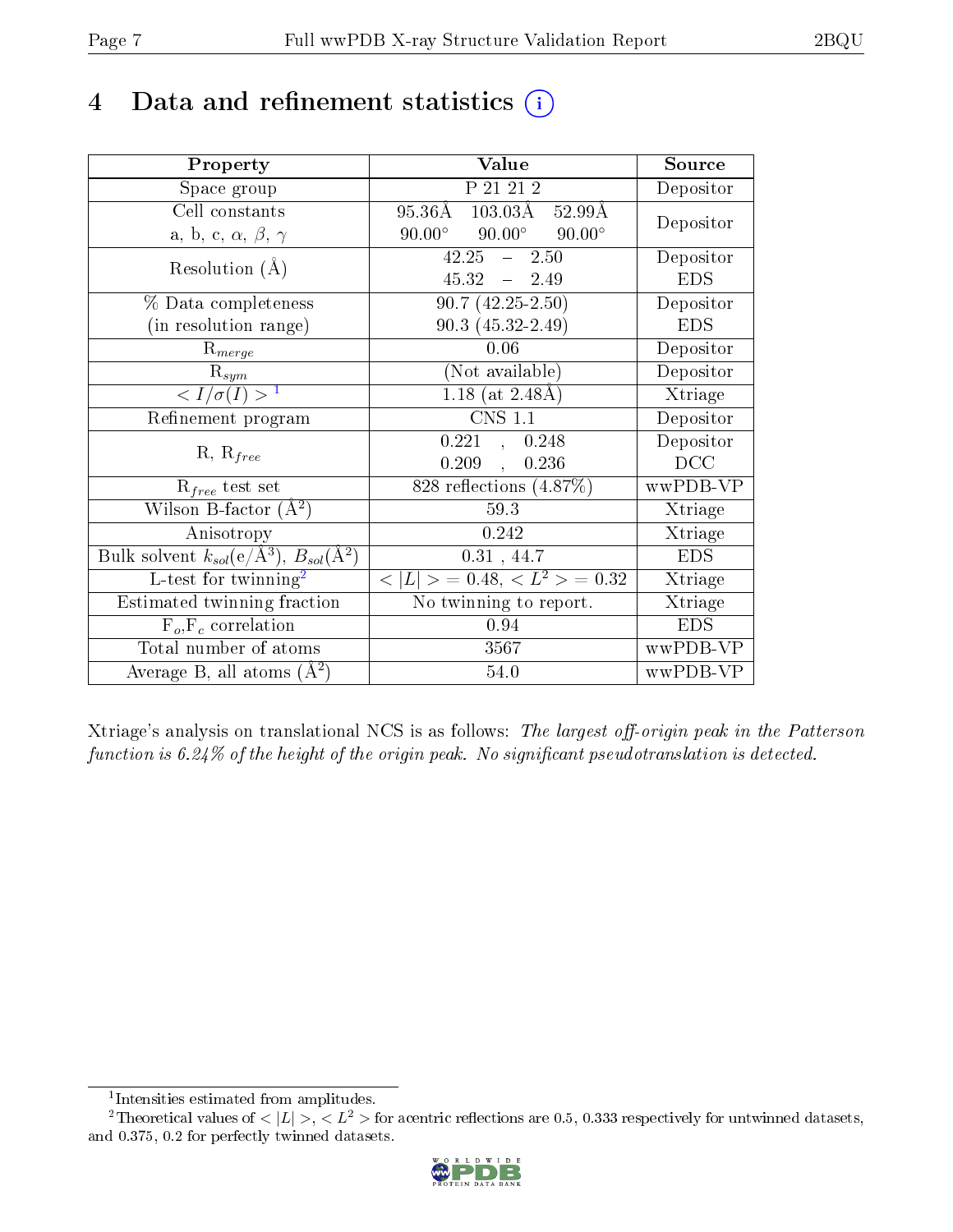# 4 Data and refinement statistics (i)

| Property | Value | Source |
|---|---|---|
| Space group | P 21 21 2 | Depositor |
| Cell constants<br>a, b, c, $\alpha$, $\beta$, $\gamma$ | 95.36Å 103.03Å 52.99Å<br>90.00° 90.00° 90.00° | Depositor |
| Resolution (Å) | 42.25 – 2.50<br>45.32 – 2.49 | Depositor<br>EDS |
| % Data completeness<br>(in resolution range) | 90.7 (42.25-2.50)<br>90.3 (45.32-2.49) | Depositor<br>EDS |
| $R_{merge}$ | 0.06 | Depositor |
| $R_{sym}$ | (Not available) | Depositor |
| $< I/\sigma(I) >$ [1] | 1.18 (at 2.48Å) | Xtriage |
| Refinement program | CNS 1.1 | Depositor |
| R, $R_{free}$ | 0.221 , 0.248<br>0.209 , 0.236 | Depositor<br>DCC |
| $R_{free}$ test set | 828 reflections (4.87%) | wwPDB-VP |
| Wilson B-factor (Å$^2$) | 59.3 | Xtriage |
| Anisotropy | 0.242 | Xtriage |
| Bulk solvent $k_{sol}$(e/Å$^3$), $B_{sol}$(Å$^2$) | 0.31 , 44.7 | EDS |
| L-test for twinning[2] | $< \|L\| > = 0.48$, $< L^2 > = 0.32$ | Xtriage |
| Estimated twinning fraction | No twinning to report. | Xtriage |
| $F_o$,$F_c$ correlation | 0.94 | EDS |
| Total number of atoms | 3567 | wwPDB-VP |
| Average B, all atoms (Å$^2$) | 54.0 | wwPDB-VP |

Xtriage's analysis on translational NCS is as follows: *The largest off-origin peak in the Patterson function is 6.24% of the height of the origin peak. No significant pseudotranslation is detected.*

[1] Intensities estimated from amplitudes.

[2] Theoretical values of $< |L| >$, $< L^2 >$ for acentric reflections are 0.5, 0.333 respectively for untwinned datasets, and 0.375, 0.2 for perfectly twinned datasets.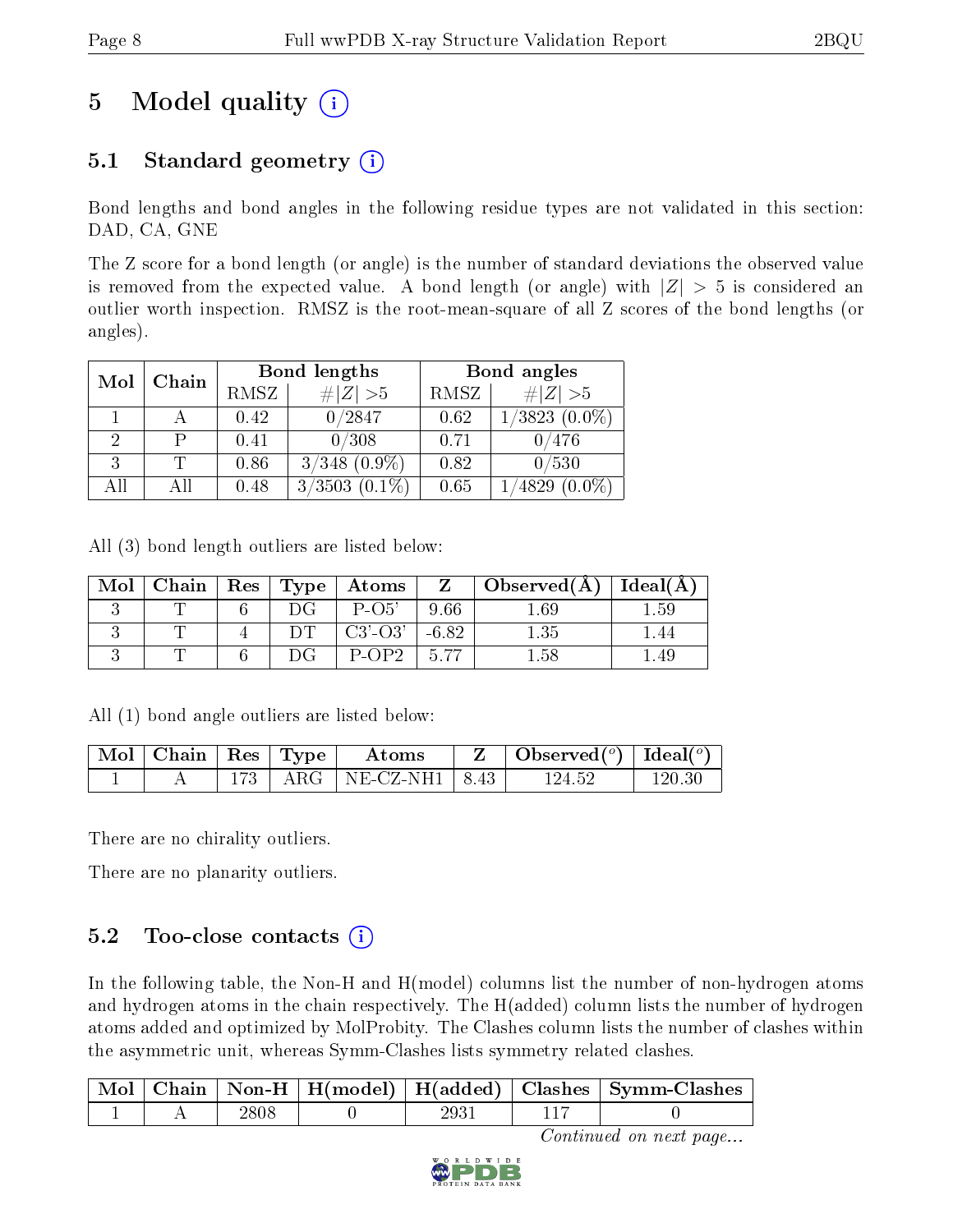# 5 Model quality

## 5.1 Standard geometry

Bond lengths and bond angles in the following residue types are not validated in this section: DAD, CA, GNE

The Z score for a bond length (or angle) is the number of standard deviations the observed value is removed from the expected value. A bond length (or angle) with $|Z| > 5$ is considered an outlier worth inspection. RMSZ is the root-mean-square of all Z scores of the bond lengths (or angles).

| Mol | Chain | Bond lengths | | Bond angles | |
|---|---|---|---|---|---|
| | | RMSZ | $\#\|Z\| > 5$ | RMSZ | $\#\|Z\| > 5$ |
| 1 | A | 0.42 | 0/2847 | 0.62 | 1/3823 (0.0%) |
| 2 | P | 0.41 | 0/308 | 0.71 | 0/476 |
| 3 | T | 0.86 | 3/348 (0.9%) | 0.82 | 0/530 |
| All | All | 0.48 | 3/3503 (0.1%) | 0.65 | 1/4829 (0.0%) |

All (3) bond length outliers are listed below:

| Mol | Chain | Res | Type | Atoms | Z | Observed(Å) | Ideal(Å) |
|---|---|---|---|---|---|---|---|
| 3 | T | 6 | DG | P-O5' | 9.66 | 1.69 | 1.59 |
| 3 | T | 4 | DT | C3'-O3' | -6.82 | 1.35 | 1.44 |
| 3 | T | 6 | DG | P-OP2 | 5.77 | 1.58 | 1.49 |

All (1) bond angle outliers are listed below:

| Mol | Chain | Res | Type | Atoms | Z | Observed(°) | Ideal(°) |
|---|---|---|---|---|---|---|---|
| 1 | A | 173 | ARG | NE-CZ-NH1 | 8.43 | 124.52 | 120.30 |

There are no chirality outliers.

There are no planarity outliers.

## 5.2 Too-close contacts

In the following table, the Non-H and H(model) columns list the number of non-hydrogen atoms and hydrogen atoms in the chain respectively. The H(added) column lists the number of hydrogen atoms added and optimized by MolProbity. The Clashes column lists the number of clashes within the asymmetric unit, whereas Symm-Clashes lists symmetry related clashes.

| Mol | Chain | Non-H | H(model) | H(added) | Clashes | Symm-Clashes |
|---|---|---|---|---|---|---|
| 1 | A | 2808 | 0 | 2931 | 117 | 0 |

*Continued on next page...*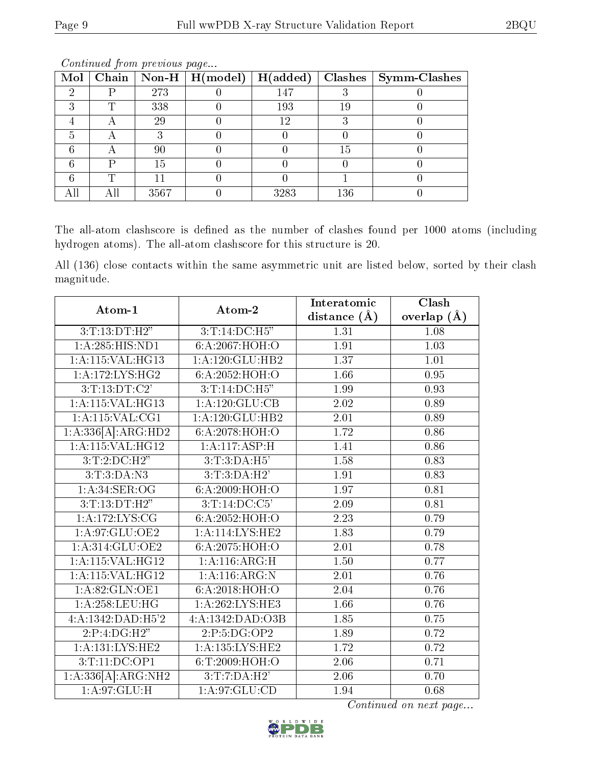*Continued from previous page...*

| Mol | Chain | Non-H | H(model) | H(added) | Clashes | Symm-Clashes |
|---|---|---|---|---|---|---|
| 2 | P | 273 | 0 | 147 | 3 | 0 |
| 3 | T | 338 | 0 | 193 | 19 | 0 |
| 4 | A | 29 | 0 | 12 | 3 | 0 |
| 5 | A | 3 | 0 | 0 | 0 | 0 |
| 6 | A | 90 | 0 | 0 | 15 | 0 |
| 6 | P | 15 | 0 | 0 | 0 | 0 |
| 6 | T | 11 | 0 | 0 | 1 | 0 |
| All | All | 3567 | 0 | 3283 | 136 | 0 |

The all-atom clashscore is defined as the number of clashes found per 1000 atoms (including hydrogen atoms). The all-atom clashscore for this structure is 20.

All (136) close contacts within the same asymmetric unit are listed below, sorted by their clash magnitude.

| Atom-1 | Atom-2 | Interatomic distance (Å) | Clash overlap (Å) |
|---|---|---|---|
| 3:T:13:DT:H2" | 3:T:14:DC:H5" | 1.31 | 1.08 |
| 1:A:285:HIS:ND1 | 6:A:2067:HOH:O | 1.91 | 1.03 |
| 1:A:115:VAL:HG13 | 1:A:120:GLU:HB2 | 1.37 | 1.01 |
| 1:A:172:LYS:HG2 | 6:A:2052:HOH:O | 1.66 | 0.95 |
| 3:T:13:DT:C2' | 3:T:14:DC:H5" | 1.99 | 0.93 |
| 1:A:115:VAL:HG13 | 1:A:120:GLU:CB | 2.02 | 0.89 |
| 1:A:115:VAL:CG1 | 1:A:120:GLU:HB2 | 2.01 | 0.89 |
| 1:A:336[A]:ARG:HD2 | 6:A:2078:HOH:O | 1.72 | 0.86 |
| 1:A:115:VAL:HG12 | 1:A:117:ASP:H | 1.41 | 0.86 |
| 3:T:2:DC:H2" | 3:T:3:DA:H5' | 1.58 | 0.83 |
| 3:T:3:DA:N3 | 3:T:3:DA:H2' | 1.91 | 0.83 |
| 1:A:34:SER:OG | 6:A:2009:HOH:O | 1.97 | 0.81 |
| 3:T:13:DT:H2" | 3:T:14:DC:C5' | 2.09 | 0.81 |
| 1:A:172:LYS:CG | 6:A:2052:HOH:O | 2.23 | 0.79 |
| 1:A:97:GLU:OE2 | 1:A:114:LYS:HE2 | 1.83 | 0.79 |
| 1:A:314:GLU:OE2 | 6:A:2075:HOH:O | 2.01 | 0.78 |
| 1:A:115:VAL:HG12 | 1:A:116:ARG:H | 1.50 | 0.77 |
| 1:A:115:VAL:HG12 | 1:A:116:ARG:N | 2.01 | 0.76 |
| 1:A:82:GLN:OE1 | 6:A:2018:HOH:O | 2.04 | 0.76 |
| 1:A:258:LEU:HG | 1:A:262:LYS:HE3 | 1.66 | 0.76 |
| 4:A:1342:DAD:H5'2 | 4:A:1342:DAD:O3B | 1.85 | 0.75 |
| 2:P:4:DG:H2" | 2:P:5:DG:OP2 | 1.89 | 0.72 |
| 1:A:131:LYS:HE2 | 1:A:135:LYS:HE2 | 1.72 | 0.72 |
| 3:T:11:DC:OP1 | 6:T:2009:HOH:O | 2.06 | 0.71 |
| 1:A:336[A]:ARG:NH2 | 3:T:7:DA:H2' | 2.06 | 0.70 |
| 1:A:97:GLU:H | 1:A:97:GLU:CD | 1.94 | 0.68 |

*Continued on next page...*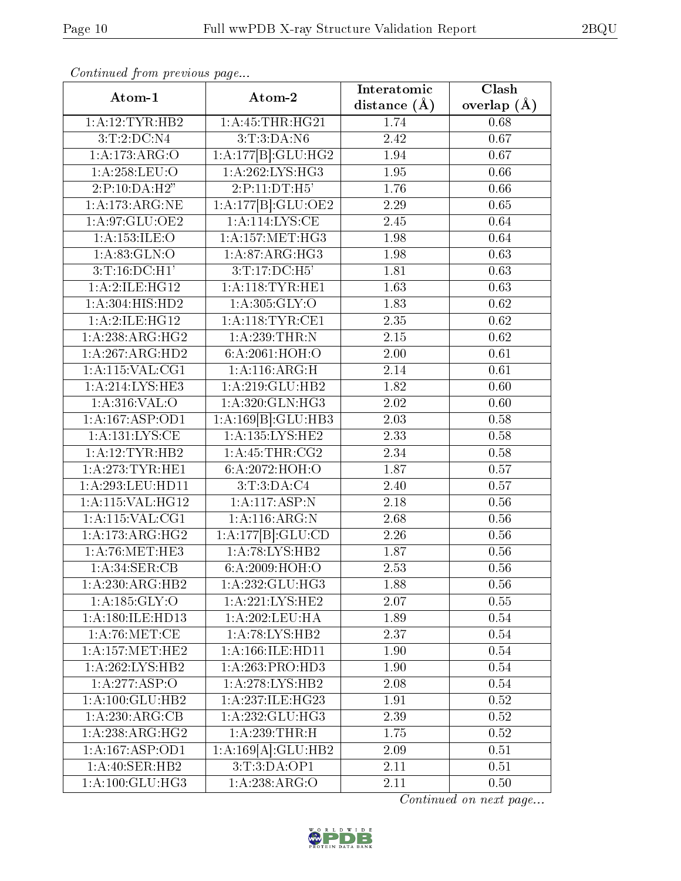*Continued from previous page...*

| Atom-1 | Atom-2 | Interatomic distance (Å) | Clash overlap (Å) |
|---|---|---|---|
| 1:A:12:TYR:HB2 | 1:A:45:THR:HG21 | 1.74 | 0.68 |
| 3:T:2:DC:N4 | 3:T:3:DA:N6 | 2.42 | 0.67 |
| 1:A:173:ARG:O | 1:A:177[B]:GLU:HG2 | 1.94 | 0.67 |
| 1:A:258:LEU:O | 1:A:262:LYS:HG3 | 1.95 | 0.66 |
| 2:P:10:DA:H2" | 2:P:11:DT:H5' | 1.76 | 0.66 |
| 1:A:173:ARG:NE | 1:A:177[B]:GLU:OE2 | 2.29 | 0.65 |
| 1:A:97:GLU:OE2 | 1:A:114:LYS:CE | 2.45 | 0.64 |
| 1:A:153:ILE:O | 1:A:157:MET:HG3 | 1.98 | 0.64 |
| 1:A:83:GLN:O | 1:A:87:ARG:HG3 | 1.98 | 0.63 |
| 3:T:16:DC:H1' | 3:T:17:DC:H5' | 1.81 | 0.63 |
| 1:A:2:ILE:HG12 | 1:A:118:TYR:HE1 | 1.63 | 0.63 |
| 1:A:304:HIS:HD2 | 1:A:305:GLY:O | 1.83 | 0.62 |
| 1:A:2:ILE:HG12 | 1:A:118:TYR:CE1 | 2.35 | 0.62 |
| 1:A:238:ARG:HG2 | 1:A:239:THR:N | 2.15 | 0.62 |
| 1:A:267:ARG:HD2 | 6:A:2061:HOH:O | 2.00 | 0.61 |
| 1:A:115:VAL:CG1 | 1:A:116:ARG:H | 2.14 | 0.61 |
| 1:A:214:LYS:HE3 | 1:A:219:GLU:HB2 | 1.82 | 0.60 |
| 1:A:316:VAL:O | 1:A:320:GLN:HG3 | 2.02 | 0.60 |
| 1:A:167:ASP:OD1 | 1:A:169[B]:GLU:HB3 | 2.03 | 0.58 |
| 1:A:131:LYS:CE | 1:A:135:LYS:HE2 | 2.33 | 0.58 |
| 1:A:12:TYR:HB2 | 1:A:45:THR:CG2 | 2.34 | 0.58 |
| 1:A:273:TYR:HE1 | 6:A:2072:HOH:O | 1.87 | 0.57 |
| 1:A:293:LEU:HD11 | 3:T:3:DA:C4 | 2.40 | 0.57 |
| 1:A:115:VAL:HG12 | 1:A:117:ASP:N | 2.18 | 0.56 |
| 1:A:115:VAL:CG1 | 1:A:116:ARG:N | 2.68 | 0.56 |
| 1:A:173:ARG:HG2 | 1:A:177[B]:GLU:CD | 2.26 | 0.56 |
| 1:A:76:MET:HE3 | 1:A:78:LYS:HB2 | 1.87 | 0.56 |
| 1:A:34:SER:CB | 6:A:2009:HOH:O | 2.53 | 0.56 |
| 1:A:230:ARG:HB2 | 1:A:232:GLU:HG3 | 1.88 | 0.56 |
| 1:A:185:GLY:O | 1:A:221:LYS:HE2 | 2.07 | 0.55 |
| 1:A:180:ILE:HD13 | 1:A:202:LEU:HA | 1.89 | 0.54 |
| 1:A:76:MET:CE | 1:A:78:LYS:HB2 | 2.37 | 0.54 |
| 1:A:157:MET:HE2 | 1:A:166:ILE:HD11 | 1.90 | 0.54 |
| 1:A:262:LYS:HB2 | 1:A:263:PRO:HD3 | 1.90 | 0.54 |
| 1:A:277:ASP:O | 1:A:278:LYS:HB2 | 2.08 | 0.54 |
| 1:A:100:GLU:HB2 | 1:A:237:ILE:HG23 | 1.91 | 0.52 |
| 1:A:230:ARG:CB | 1:A:232:GLU:HG3 | 2.39 | 0.52 |
| 1:A:238:ARG:HG2 | 1:A:239:THR:H | 1.75 | 0.52 |
| 1:A:167:ASP:OD1 | 1:A:169[A]:GLU:HB2 | 2.09 | 0.51 |
| 1:A:40:SER:HB2 | 3:T:3:DA:OP1 | 2.11 | 0.51 |
| 1:A:100:GLU:HG3 | 1:A:238:ARG:O | 2.11 | 0.50 |

*Continued on next page...*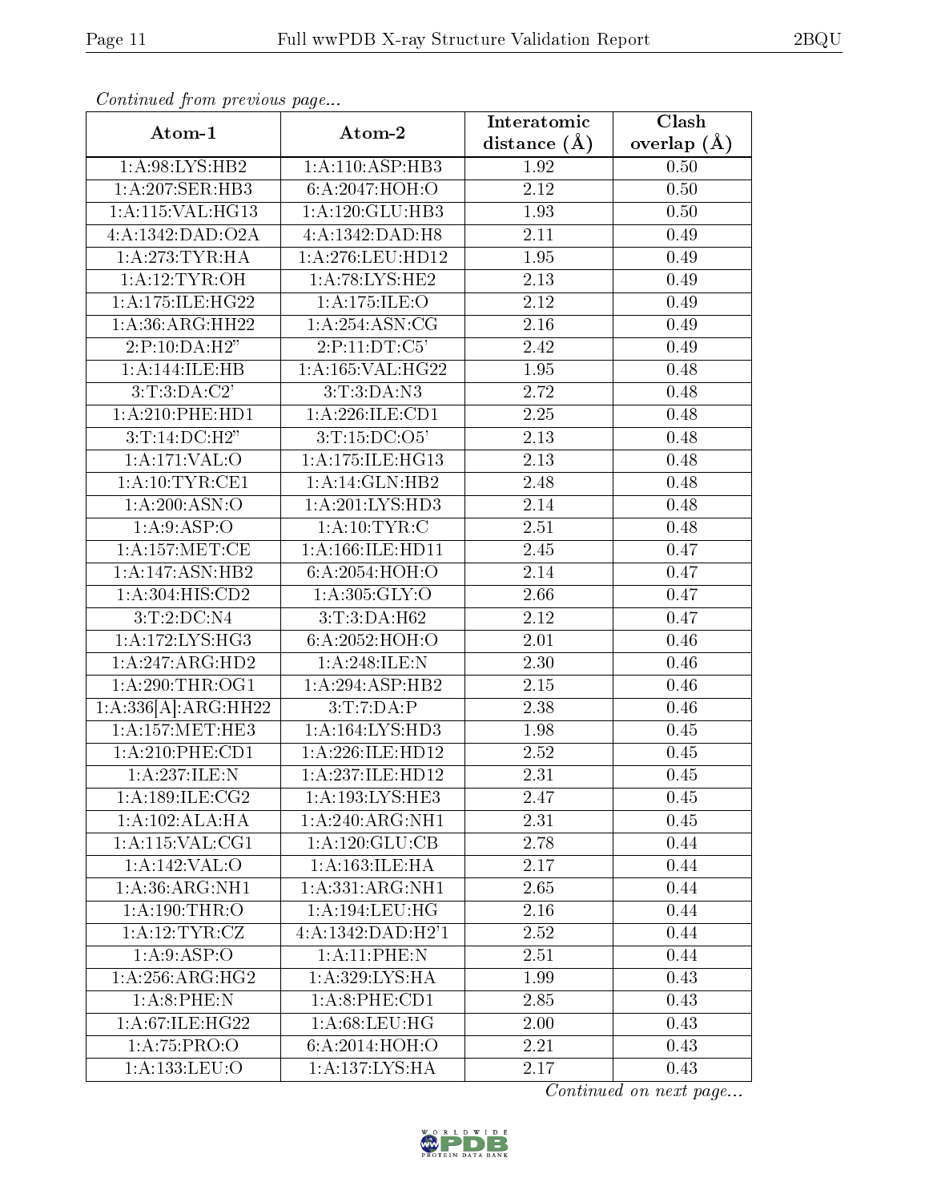*Continued from previous page...*

| Atom-1 | Atom-2 | Interatomic distance (Å) | Clash overlap (Å) |
|---|---|---|---|
| 1:A:98:LYS:HB2 | 1:A:110:ASP:HB3 | 1.92 | 0.50 |
| 1:A:207:SER:HB3 | 6:A:2047:HOH:O | 2.12 | 0.50 |
| 1:A:115:VAL:HG13 | 1:A:120:GLU:HB3 | 1.93 | 0.50 |
| 4:A:1342:DAD:O2A | 4:A:1342:DAD:H8 | 2.11 | 0.49 |
| 1:A:273:TYR:HA | 1:A:276:LEU:HD12 | 1.95 | 0.49 |
| 1:A:12:TYR:OH | 1:A:78:LYS:HE2 | 2.13 | 0.49 |
| 1:A:175:ILE:HG22 | 1:A:175:ILE:O | 2.12 | 0.49 |
| 1:A:36:ARG:HH22 | 1:A:254:ASN:CG | 2.16 | 0.49 |
| 2:P:10:DA:H2" | 2:P:11:DT:C5' | 2.42 | 0.49 |
| 1:A:144:ILE:HB | 1:A:165:VAL:HG22 | 1.95 | 0.48 |
| 3:T:3:DA:C2' | 3:T:3:DA:N3 | 2.72 | 0.48 |
| 1:A:210:PHE:HD1 | 1:A:226:ILE:CD1 | 2.25 | 0.48 |
| 3:T:14:DC:H2" | 3:T:15:DC:O5' | 2.13 | 0.48 |
| 1:A:171:VAL:O | 1:A:175:ILE:HG13 | 2.13 | 0.48 |
| 1:A:10:TYR:CE1 | 1:A:14:GLN:HB2 | 2.48 | 0.48 |
| 1:A:200:ASN:O | 1:A:201:LYS:HD3 | 2.14 | 0.48 |
| 1:A:9:ASP:O | 1:A:10:TYR:C | 2.51 | 0.48 |
| 1:A:157:MET:CE | 1:A:166:ILE:HD11 | 2.45 | 0.47 |
| 1:A:147:ASN:HB2 | 6:A:2054:HOH:O | 2.14 | 0.47 |
| 1:A:304:HIS:CD2 | 1:A:305:GLY:O | 2.66 | 0.47 |
| 3:T:2:DC:N4 | 3:T:3:DA:H62 | 2.12 | 0.47 |
| 1:A:172:LYS:HG3 | 6:A:2052:HOH:O | 2.01 | 0.46 |
| 1:A:247:ARG:HD2 | 1:A:248:ILE:N | 2.30 | 0.46 |
| 1:A:290:THR:OG1 | 1:A:294:ASP:HB2 | 2.15 | 0.46 |
| 1:A:336[A]:ARG:HH22 | 3:T:7:DA:P | 2.38 | 0.46 |
| 1:A:157:MET:HE3 | 1:A:164:LYS:HD3 | 1.98 | 0.45 |
| 1:A:210:PHE:CD1 | 1:A:226:ILE:HD12 | 2.52 | 0.45 |
| 1:A:237:ILE:N | 1:A:237:ILE:HD12 | 2.31 | 0.45 |
| 1:A:189:ILE:CG2 | 1:A:193:LYS:HE3 | 2.47 | 0.45 |
| 1:A:102:ALA:HA | 1:A:240:ARG:NH1 | 2.31 | 0.45 |
| 1:A:115:VAL:CG1 | 1:A:120:GLU:CB | 2.78 | 0.44 |
| 1:A:142:VAL:O | 1:A:163:ILE:HA | 2.17 | 0.44 |
| 1:A:36:ARG:NH1 | 1:A:331:ARG:NH1 | 2.65 | 0.44 |
| 1:A:190:THR:O | 1:A:194:LEU:HG | 2.16 | 0.44 |
| 1:A:12:TYR:CZ | 4:A:1342:DAD:H2'1 | 2.52 | 0.44 |
| 1:A:9:ASP:O | 1:A:11:PHE:N | 2.51 | 0.44 |
| 1:A:256:ARG:HG2 | 1:A:329:LYS:HA | 1.99 | 0.43 |
| 1:A:8:PHE:N | 1:A:8:PHE:CD1 | 2.85 | 0.43 |
| 1:A:67:ILE:HG22 | 1:A:68:LEU:HG | 2.00 | 0.43 |
| 1:A:75:PRO:O | 6:A:2014:HOH:O | 2.21 | 0.43 |
| 1:A:133:LEU:O | 1:A:137:LYS:HA | 2.17 | 0.43 |

*Continued on next page...*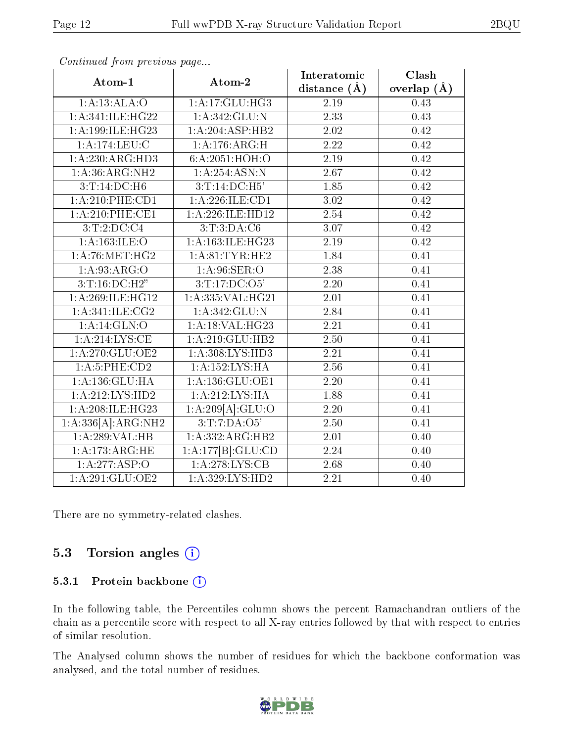*Continued from previous page...*

| Atom-1 | Atom-2 | Interatomic distance (Å) | Clash overlap (Å) |
|---|---|---|---|
| 1:A:13:ALA:O | 1:A:17:GLU:HG3 | 2.19 | 0.43 |
| 1:A:341:ILE:HG22 | 1:A:342:GLU:N | 2.33 | 0.43 |
| 1:A:199:ILE:HG23 | 1:A:204:ASP:HB2 | 2.02 | 0.42 |
| 1:A:174:LEU:C | 1:A:176:ARG:H | 2.22 | 0.42 |
| 1:A:230:ARG:HD3 | 6:A:2051:HOH:O | 2.19 | 0.42 |
| 1:A:36:ARG:NH2 | 1:A:254:ASN:N | 2.67 | 0.42 |
| 3:T:14:DC:H6 | 3:T:14:DC:H5' | 1.85 | 0.42 |
| 1:A:210:PHE:CD1 | 1:A:226:ILE:CD1 | 3.02 | 0.42 |
| 1:A:210:PHE:CE1 | 1:A:226:ILE:HD12 | 2.54 | 0.42 |
| 3:T:2:DC:C4 | 3:T:3:DA:C6 | 3.07 | 0.42 |
| 1:A:163:ILE:O | 1:A:163:ILE:HG23 | 2.19 | 0.42 |
| 1:A:76:MET:HG2 | 1:A:81:TYR:HE2 | 1.84 | 0.41 |
| 1:A:93:ARG:O | 1:A:96:SER:O | 2.38 | 0.41 |
| 3:T:16:DC:H2" | 3:T:17:DC:O5' | 2.20 | 0.41 |
| 1:A:269:ILE:HG12 | 1:A:335:VAL:HG21 | 2.01 | 0.41 |
| 1:A:341:ILE:CG2 | 1:A:342:GLU:N | 2.84 | 0.41 |
| 1:A:14:GLN:O | 1:A:18:VAL:HG23 | 2.21 | 0.41 |
| 1:A:214:LYS:CE | 1:A:219:GLU:HB2 | 2.50 | 0.41 |
| 1:A:270:GLU:OE2 | 1:A:308:LYS:HD3 | 2.21 | 0.41 |
| 1:A:5:PHE:CD2 | 1:A:152:LYS:HA | 2.56 | 0.41 |
| 1:A:136:GLU:HA | 1:A:136:GLU:OE1 | 2.20 | 0.41 |
| 1:A:212:LYS:HD2 | 1:A:212:LYS:HA | 1.88 | 0.41 |
| 1:A:208:ILE:HG23 | 1:A:209[A]:GLU:O | 2.20 | 0.41 |
| 1:A:336[A]:ARG:NH2 | 3:T:7:DA:O5' | 2.50 | 0.41 |
| 1:A:289:VAL:HB | 1:A:332:ARG:HB2 | 2.01 | 0.40 |
| 1:A:173:ARG:HE | 1:A:177[B]:GLU:CD | 2.24 | 0.40 |
| 1:A:277:ASP:O | 1:A:278:LYS:CB | 2.68 | 0.40 |
| 1:A:291:GLU:OE2 | 1:A:329:LYS:HD2 | 2.21 | 0.40 |

There are no symmetry-related clashes.

## 5.3 Torsion angles

### 5.3.1 Protein backbone

In the following table, the Percentiles column shows the percent Ramachandran outliers of the chain as a percentile score with respect to all X-ray entries followed by that with respect to entries of similar resolution.

The Analysed column shows the number of residues for which the backbone conformation was analysed, and the total number of residues.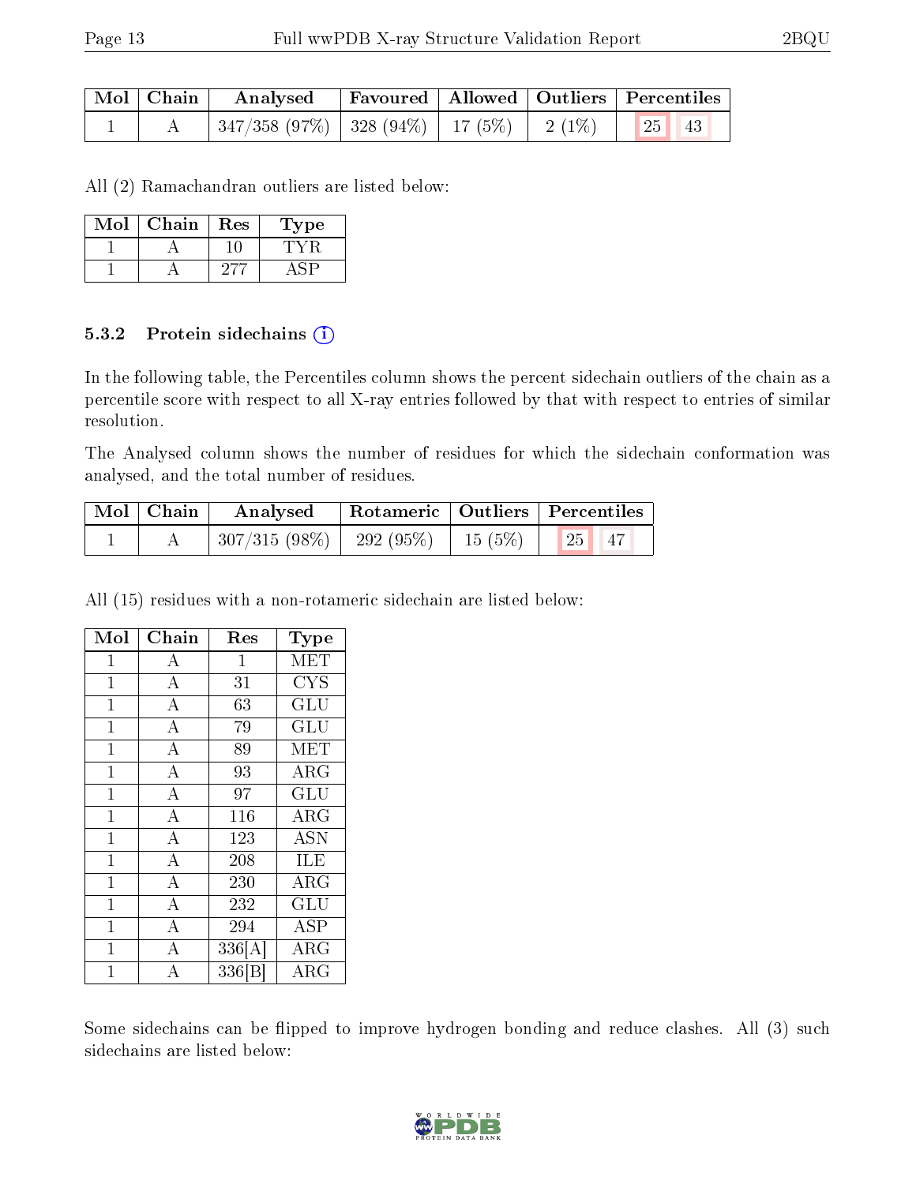| Mol | Chain | Analysed | Favoured | Allowed | Outliers | Percentiles | |
|---|---|---|---|---|---|---|---|
| 1 | A | 347/358 (97%) | 328 (94%) | 17 (5%) | 2 (1%) | 25 | 43 |

All (2) Ramachandran outliers are listed below:

| Mol | Chain | Res | Type |
|---|---|---|---|
| 1 | A | 10 | TYR |
| 1 | A | 277 | ASP |

### 5.3.2 Protein sidechains

In the following table, the Percentiles column shows the percent sidechain outliers of the chain as a percentile score with respect to all X-ray entries followed by that with respect to entries of similar resolution.

The Analysed column shows the number of residues for which the sidechain conformation was analysed, and the total number of residues.

| Mol | Chain | Analysed | Rotameric | Outliers | Percentiles | |
|---|---|---|---|---|---|---|
| 1 | A | 307/315 (98%) | 292 (95%) | 15 (5%) | 25 | 47 |

All (15) residues with a non-rotameric sidechain are listed below:

| Mol | Chain | Res | Type |
|---|---|---|---|
| 1 | A | 1 | MET |
| 1 | A | 31 | CYS |
| 1 | A | 63 | GLU |
| 1 | A | 79 | GLU |
| 1 | A | 89 | MET |
| 1 | A | 93 | ARG |
| 1 | A | 97 | GLU |
| 1 | A | 116 | ARG |
| 1 | A | 123 | ASN |
| 1 | A | 208 | ILE |
| 1 | A | 230 | ARG |
| 1 | A | 232 | GLU |
| 1 | A | 294 | ASP |
| 1 | A | 336[A] | ARG |
| 1 | A | 336[B] | ARG |

Some sidechains can be flipped to improve hydrogen bonding and reduce clashes. All (3) such sidechains are listed below: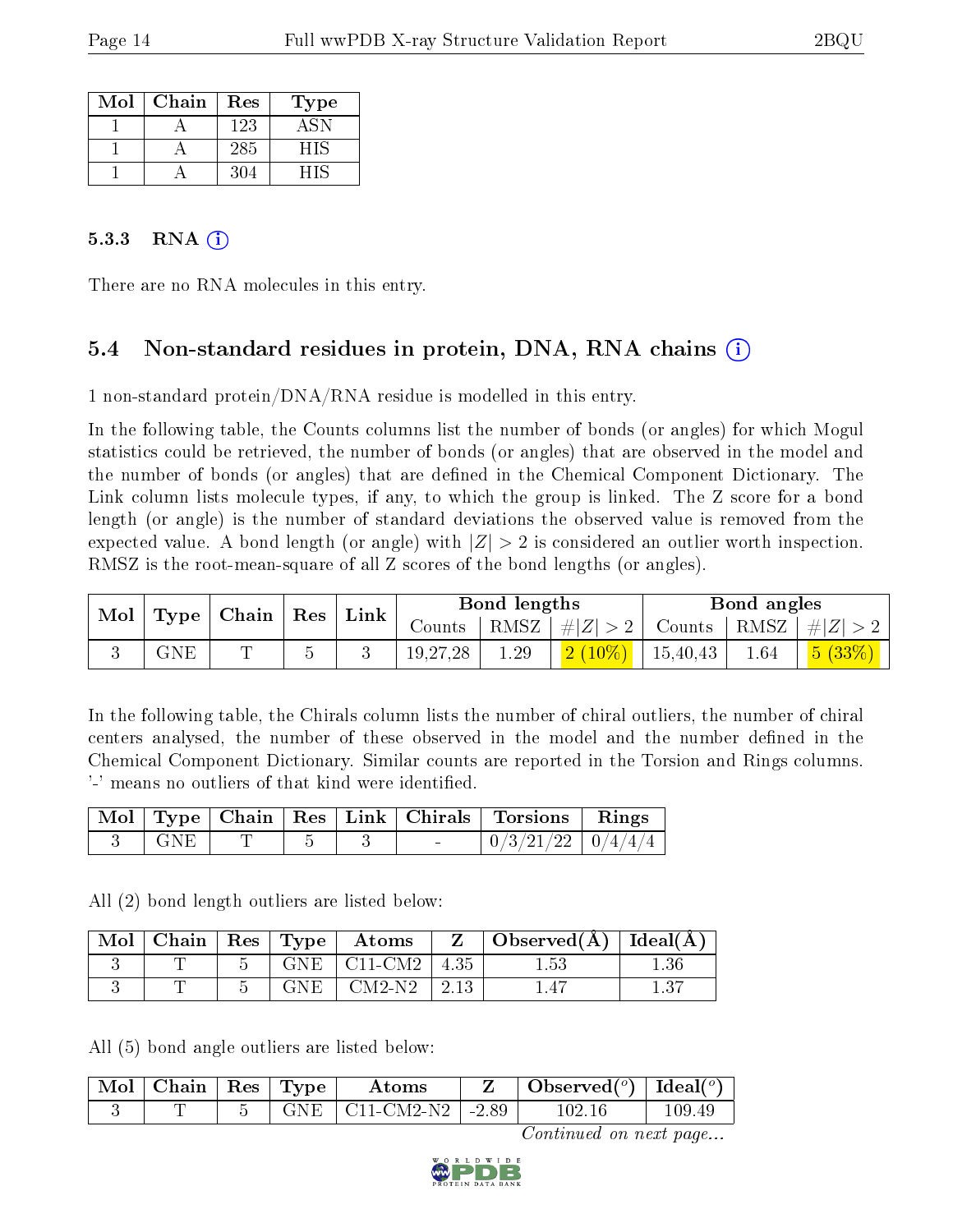| Mol | Chain | Res | Type |
|---|---|---|---|
| 1 | A | 123 | ASN |
| 1 | A | 285 | HIS |
| 1 | A | 304 | HIS |

### 5.3.3 RNA (i)

There are no RNA molecules in this entry.

## 5.4 Non-standard residues in protein, DNA, RNA chains (i)

1 non-standard protein/DNA/RNA residue is modelled in this entry.

In the following table, the Counts columns list the number of bonds (or angles) for which Mogul statistics could be retrieved, the number of bonds (or angles) that are observed in the model and the number of bonds (or angles) that are defined in the Chemical Component Dictionary. The Link column lists molecule types, if any, to which the group is linked. The Z score for a bond length (or angle) is the number of standard deviations the observed value is removed from the expected value. A bond length (or angle) with $|Z| > 2$ is considered an outlier worth inspection. RMSZ is the root-mean-square of all Z scores of the bond lengths (or angles).

| Mol | Type | Chain | Res | Link | Bond lengths | | | Bond angles | | |
|---|---|---|---|---|---|---|---|---|---|---|
| | | | | | Counts | RMSZ | $\#\|Z\| > 2$ | Counts | RMSZ | $\#\|Z\| > 2$ |
| 3 | GNE | T | 5 | 3 | 19,27,28 | 1.29 | 2 (10%) | 15,40,43 | 1.64 | 5 (33%) |

In the following table, the Chirals column lists the number of chiral outliers, the number of chiral centers analysed, the number of these observed in the model and the number defined in the Chemical Component Dictionary. Similar counts are reported in the Torsion and Rings columns. '-' means no outliers of that kind were identified.

| Mol | Type | Chain | Res | Link | Chirals | Torsions | Rings |
|---|---|---|---|---|---|---|---|
| 3 | GNE | T | 5 | 3 | - | 0/3/21/22 | 0/4/4/4 |

All (2) bond length outliers are listed below:

| Mol | Chain | Res | Type | Atoms | Z | Observed(Å) | Ideal(Å) |
|---|---|---|---|---|---|---|---|
| 3 | T | 5 | GNE | C11-CM2 | 4.35 | 1.53 | 1.36 |
| 3 | T | 5 | GNE | CM2-N2 | 2.13 | 1.47 | 1.37 |

All (5) bond angle outliers are listed below:

| Mol | Chain | Res | Type | Atoms | Z | Observed($^o$) | Ideal($^o$) |
|---|---|---|---|---|---|---|---|
| 3 | T | 5 | GNE | C11-CM2-N2 | -2.89 | 102.16 | 109.49 |

*Continued on next page...*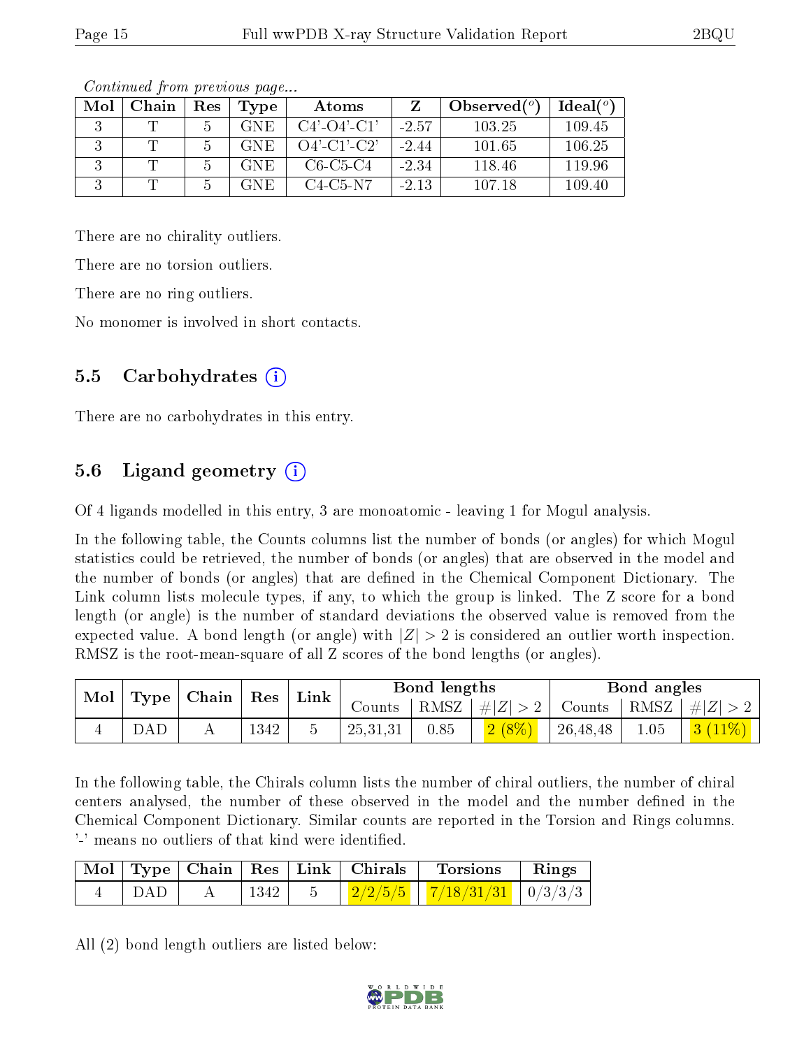*Continued from previous page...*

| Mol | Chain | Res | Type | Atoms | Z | Observed(°) | Ideal(°) |
|---|---|---|---|---|---|---|---|
| 3 | T | 5 | GNE | C4'-O4'-C1' | -2.57 | 103.25 | 109.45 |
| 3 | T | 5 | GNE | O4'-C1'-C2' | -2.44 | 101.65 | 106.25 |
| 3 | T | 5 | GNE | C6-C5-C4 | -2.34 | 118.46 | 119.96 |
| 3 | T | 5 | GNE | C4-C5-N7 | -2.13 | 107.18 | 109.40 |

There are no chirality outliers.

There are no torsion outliers.

There are no ring outliers.

No monomer is involved in short contacts.

### 5.5 Carbohydrates (i)

There are no carbohydrates in this entry.

### 5.6 Ligand geometry (i)

Of 4 ligands modelled in this entry, 3 are monoatomic - leaving 1 for Mogul analysis.

In the following table, the Counts columns list the number of bonds (or angles) for which Mogul statistics could be retrieved, the number of bonds (or angles) that are observed in the model and the number of bonds (or angles) that are defined in the Chemical Component Dictionary. The Link column lists molecule types, if any, to which the group is linked. The Z score for a bond length (or angle) is the number of standard deviations the observed value is removed from the expected value. A bond length (or angle) with $|Z| > 2$ is considered an outlier worth inspection. RMSZ is the root-mean-square of all Z scores of the bond lengths (or angles).

| Mol | Type | Chain | Res | Link | Bond lengths | | | Bond angles | | |
|---|---|---|---|---|---|---|---|---|---|---|
| | | | | | Counts | RMSZ | $\#\|Z\| > 2$ | Counts | RMSZ | $\#\|Z\| > 2$ |
| 4 | DAD | A | 1342 | 5 | 25,31,31 | 0.85 | 2 (8%) | 26,48,48 | 1.05 | 3 (11%) |

In the following table, the Chirals column lists the number of chiral outliers, the number of chiral centers analysed, the number of these observed in the model and the number defined in the Chemical Component Dictionary. Similar counts are reported in the Torsion and Rings columns. '-' means no outliers of that kind were identified.

| Mol | Type | Chain | Res | Link | Chirals | Torsions | Rings |
|---|---|---|---|---|---|---|---|
| 4 | DAD | A | 1342 | 5 | 2/2/5/5 | 7/18/31/31 | 0/3/3/3 |

All (2) bond length outliers are listed below: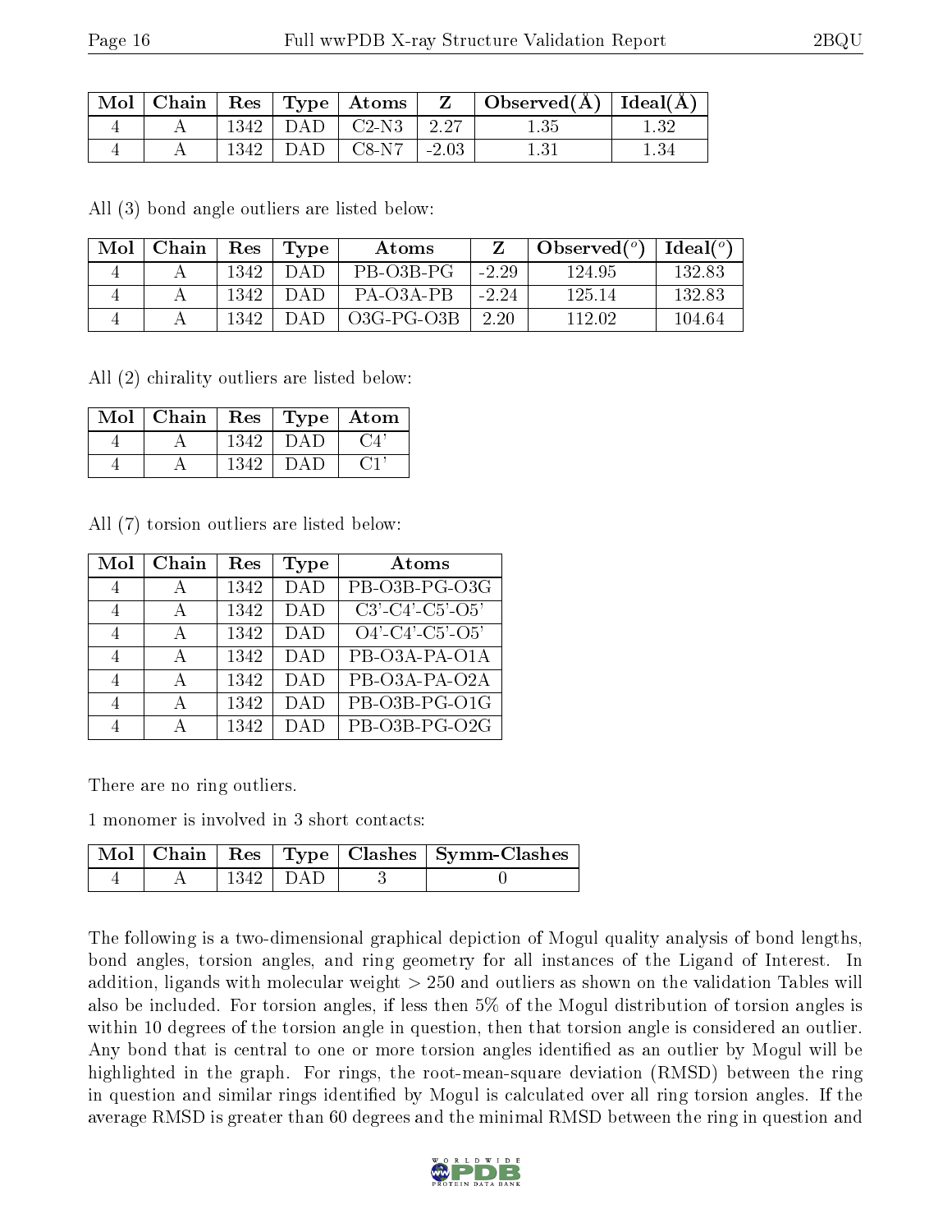| Mol | Chain | Res | Type | Atoms | Z | Observed(Å) | Ideal(Å) |
|---|---|---|---|---|---|---|---|
| 4 | A | 1342 | DAD | C2-N3 | 2.27 | 1.35 | 1.32 |
| 4 | A | 1342 | DAD | C8-N7 | -2.03 | 1.31 | 1.34 |

All (3) bond angle outliers are listed below:

| Mol | Chain | Res | Type | Atoms | Z | Observed(°) | Ideal(°) |
|---|---|---|---|---|---|---|---|
| 4 | A | 1342 | DAD | PB-O3B-PG | -2.29 | 124.95 | 132.83 |
| 4 | A | 1342 | DAD | PA-O3A-PB | -2.24 | 125.14 | 132.83 |
| 4 | A | 1342 | DAD | O3G-PG-O3B | 2.20 | 112.02 | 104.64 |

All (2) chirality outliers are listed below:

| Mol | Chain | Res | Type | Atom |
|---|---|---|---|---|
| 4 | A | 1342 | DAD | C4' |
| 4 | A | 1342 | DAD | C1' |

All (7) torsion outliers are listed below:

| Mol | Chain | Res | Type | Atoms |
|---|---|---|---|---|
| 4 | A | 1342 | DAD | PB-O3B-PG-O3G |
| 4 | A | 1342 | DAD | C3'-C4'-C5'-O5' |
| 4 | A | 1342 | DAD | O4'-C4'-C5'-O5' |
| 4 | A | 1342 | DAD | PB-O3A-PA-O1A |
| 4 | A | 1342 | DAD | PB-O3A-PA-O2A |
| 4 | A | 1342 | DAD | PB-O3B-PG-O1G |
| 4 | A | 1342 | DAD | PB-O3B-PG-O2G |

There are no ring outliers.

1 monomer is involved in 3 short contacts:

| Mol | Chain | Res | Type | Clashes | Symm-Clashes |
|---|---|---|---|---|---|
| 4 | A | 1342 | DAD | 3 | 0 |

The following is a two-dimensional graphical depiction of Mogul quality analysis of bond lengths, bond angles, torsion angles, and ring geometry for all instances of the Ligand of Interest. In addition, ligands with molecular weight > 250 and outliers as shown on the validation Tables will also be included. For torsion angles, if less then 5% of the Mogul distribution of torsion angles is within 10 degrees of the torsion angle in question, then that torsion angle is considered an outlier. Any bond that is central to one or more torsion angles identified as an outlier by Mogul will be highlighted in the graph. For rings, the root-mean-square deviation (RMSD) between the ring in question and similar rings identified by Mogul is calculated over all ring torsion angles. If the average RMSD is greater than 60 degrees and the minimal RMSD between the ring in question and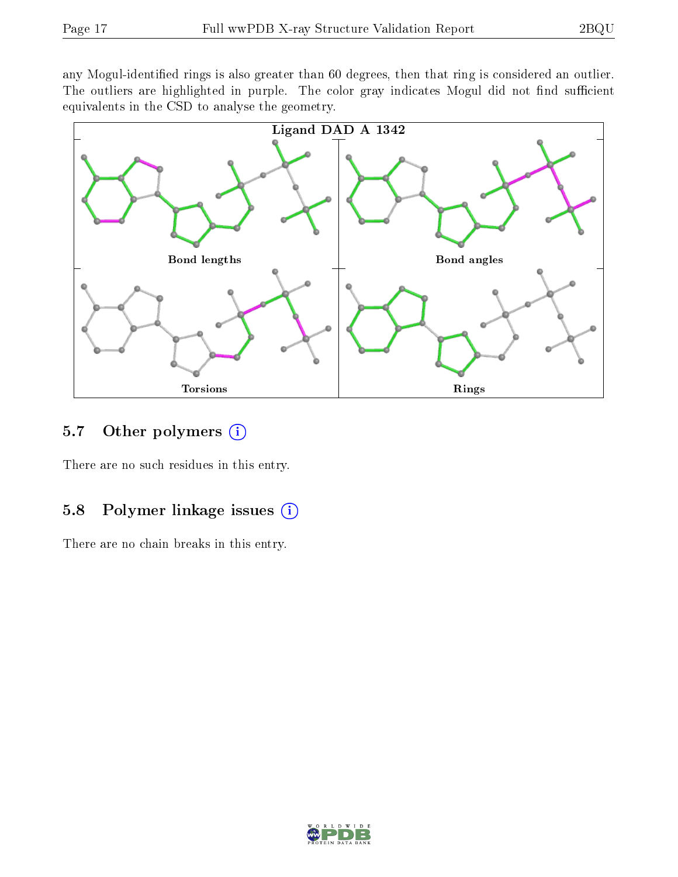any Mogul-identified rings is also greater than 60 degrees, then that ring is considered an outlier. The outliers are highlighted in purple. The color gray indicates Mogul did not find sufficient equivalents in the CSD to analyse the geometry.

Ligand DAD A 1342

Bond lengths

Bond angles

Torsions

Rings

## 5.7 Other polymers

There are no such residues in this entry.

## 5.8 Polymer linkage issues

There are no chain breaks in this entry.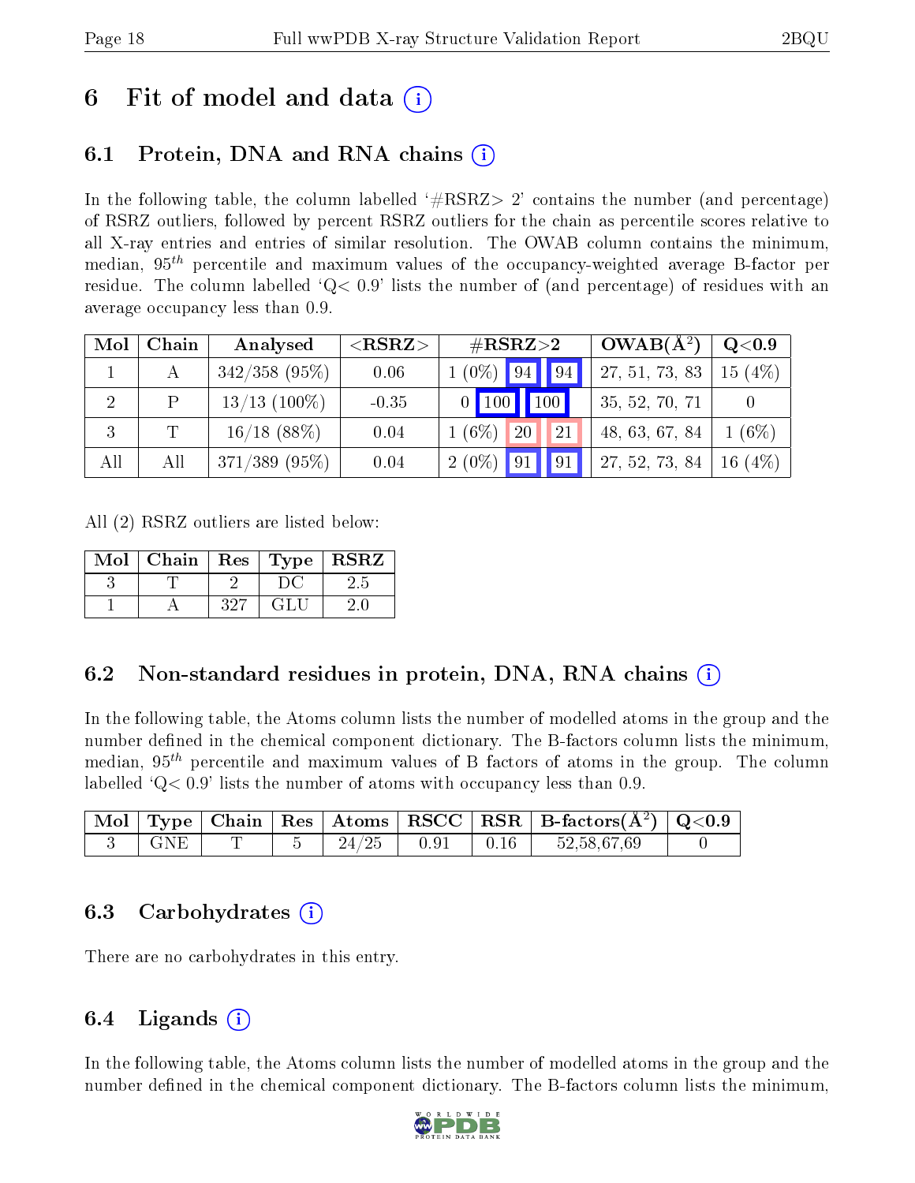# 6 Fit of model and data (i)

## 6.1 Protein, DNA and RNA chains (i)

In the following table, the column labelled '#RSRZ> 2' contains the number (and percentage) of RSRZ outliers, followed by percent RSRZ outliers for the chain as percentile scores relative to all X-ray entries and entries of similar resolution. The OWAB column contains the minimum, median, $95^{th}$ percentile and maximum values of the occupancy-weighted average B-factor per residue. The column labelled 'Q< 0.9' lists the number of (and percentage) of residues with an average occupancy less than 0.9.

| Mol | Chain | Analysed | <RSRZ> | #RSRZ>2 | | | OWAB(Å$^2$) | Q<0.9 |
|---|---|---|---|---|---|---|---|---|
| 1 | A | 342/358 (95%) | 0.06 | 1 (0%) | 94 | 94 | 27, 51, 73, 83 | 15 (4%) |
| 2 | P | 13/13 (100%) | -0.35 | 0 | 100 | 100 | 35, 52, 70, 71 | 0 |
| 3 | T | 16/18 (88%) | 0.04 | 1 (6%) | 20 | 21 | 48, 63, 67, 84 | 1 (6%) |
| All | All | 371/389 (95%) | 0.04 | 2 (0%) | 91 | 91 | 27, 52, 73, 84 | 16 (4%) |

All (2) RSRZ outliers are listed below:

| Mol | Chain | Res | Type | RSRZ |
|---|---|---|---|---|
| 3 | T | 2 | DC | 2.5 |
| 1 | A | 327 | GLU | 2.0 |

## 6.2 Non-standard residues in protein, DNA, RNA chains (i)

In the following table, the Atoms column lists the number of modelled atoms in the group and the number defined in the chemical component dictionary. The B-factors column lists the minimum, median, $95^{th}$ percentile and maximum values of B factors of atoms in the group. The column labelled 'Q< 0.9' lists the number of atoms with occupancy less than 0.9.

| Mol | Type | Chain | Res | Atoms | RSCC | RSR | B-factors(Å$^2$) | Q<0.9 |
|---|---|---|---|---|---|---|---|---|
| 3 | GNE | T | 5 | 24/25 | 0.91 | 0.16 | 52,58,67,69 | 0 |

## 6.3 Carbohydrates (i)

There are no carbohydrates in this entry.

## 6.4 Ligands (i)

In the following table, the Atoms column lists the number of modelled atoms in the group and the number defined in the chemical component dictionary. The B-factors column lists the minimum,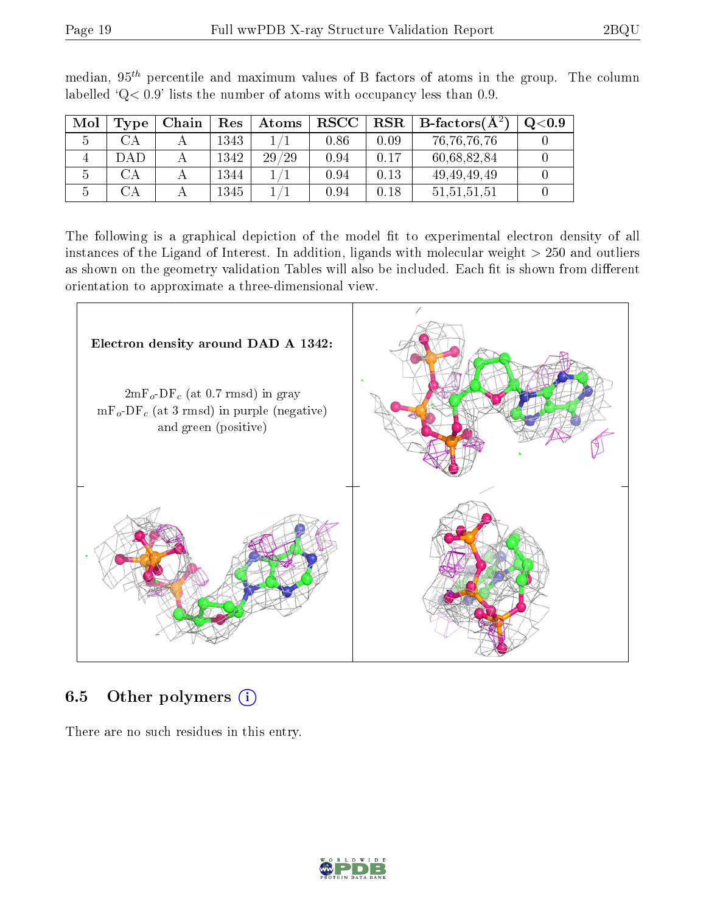median, $95^{th}$ percentile and maximum values of B factors of atoms in the group. The column labelled 'Q< 0.9' lists the number of atoms with occupancy less than 0.9.

| Mol | Type | Chain | Res | Atoms | RSCC | RSR | B-factors($Å^2$) | Q<0.9 |
|---|---|---|---|---|---|---|---|---|
| 5 | CA | A | 1343 | 1/1 | 0.86 | 0.09 | 76,76,76,76 | 0 |
| 4 | DAD | A | 1342 | 29/29 | 0.94 | 0.17 | 60,68,82,84 | 0 |
| 5 | CA | A | 1344 | 1/1 | 0.94 | 0.13 | 49,49,49,49 | 0 |
| 5 | CA | A | 1345 | 1/1 | 0.94 | 0.18 | 51,51,51,51 | 0 |

The following is a graphical depiction of the model fit to experimental electron density of all instances of the Ligand of Interest. In addition, ligands with molecular weight > 250 and outliers as shown on the geometry validation Tables will also be included. Each fit is shown from different orientation to approximate a three-dimensional view.

**Electron density around DAD A 1342:**

$2mF_o$-$DF_c$ (at 0.7 rmsd) in gray
$mF_o$-$DF_c$ (at 3 rmsd) in purple (negative) and green (positive)

## 6.5 Other polymers

There are no such residues in this entry.